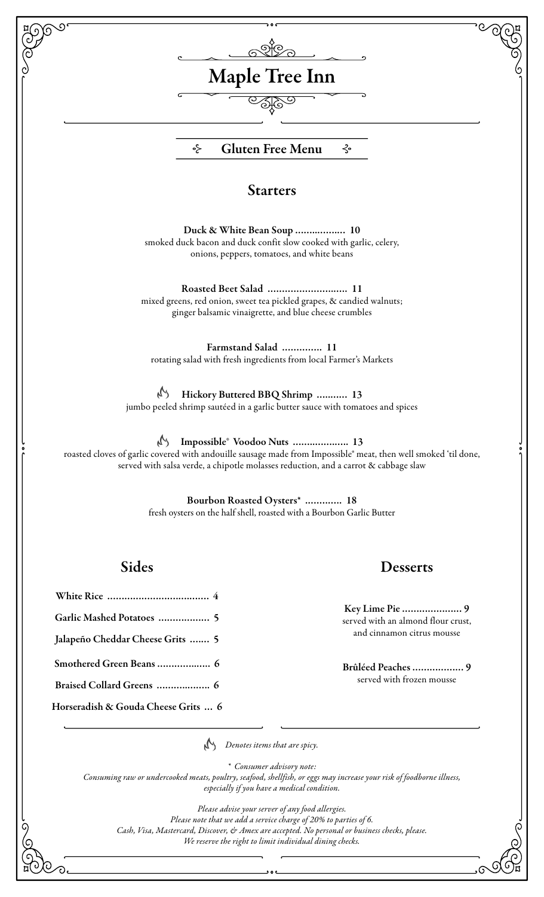# Maple Tree Inn

## Gluten Free Menu

## Starters

**Duck & White Bean Soup .................. 10**
smoked duck bacon and duck confit slow cooked with garlic, celery, onions, peppers, tomatoes, and white beans

**Roasted Beet Salad ............................ 11**
mixed greens, red onion, sweet tea pickled grapes, & candied walnuts; ginger balsamic vinaigrette, and blue cheese crumbles

**Farmstand Salad .............. 11**
rotating salad with fresh ingredients from local Farmer's Markets

**Hickory Buttered BBQ Shrimp ........... 13** (spicy)
jumbo peeled shrimp sautéed in a garlic butter sauce with tomatoes and spices

**Impossible® Voodoo Nuts .................... 13** (spicy)
roasted cloves of garlic covered with andouille sausage made from Impossible® meat, then well smoked 'til done, served with salsa verde, a chipotle molasses reduction, and a carrot & cabbage slaw

**Bourbon Roasted Oysters* ............. 18**
fresh oysters on the half shell, roasted with a Bourbon Garlic Butter

## Sides

- **White Rice .................................... 4**
- **Garlic Mashed Potatoes .................. 5**
- **Jalapeño Cheddar Cheese Grits ....... 5**
- **Smothered Green Beans ................... 6**
- **Braised Collard Greens ................... 6**
- **Horseradish & Gouda Cheese Grits ... 6**

## Desserts

**Key Lime Pie ..................... 9**
served with an almond flour crust, and cinnamon citrus mousse

**Brûléed Peaches .................. 9**
served with frozen mousse

*(spicy icon) Denotes items that are spicy.*

*\* Consumer advisory note:*
*Consuming raw or undercooked meats, poultry, seafood, shellfish, or eggs may increase your risk of foodborne illness, especially if you have a medical condition.*

*Please advise your server of any food allergies.*
*Please note that we add a service charge of 20% to parties of 6.*
*Cash, Visa, Mastercard, Discover, & Amex are accepted. No personal or business checks, please.*
*We reserve the right to limit individual dining checks.*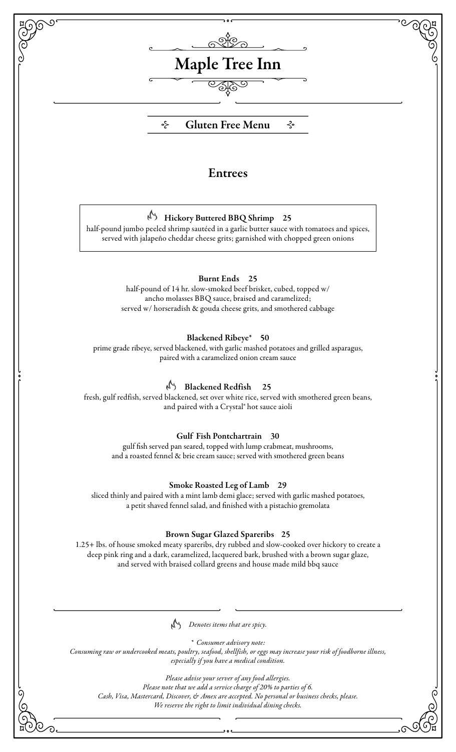# Maple Tree Inn

## Gluten Free Menu

## Entrees

**Hickory Buttered BBQ Shrimp 25**
half-pound jumbo peeled shrimp sautéed in a garlic butter sauce with tomatoes and spices, served with jalapeño cheddar cheese grits; garnished with chopped green onions

**Burnt Ends 25**
half-pound of 14 hr. slow-smoked beef brisket, cubed, topped w/ ancho molasses BBQ sauce, braised and caramelized; served w/ horseradish & gouda cheese grits, and smothered cabbage

**Blackened Ribeye* 50**
prime grade ribeye, served blackened, with garlic mashed potatoes and grilled asparagus, paired with a caramelized onion cream sauce

**Blackened Redfish 25**
fresh, gulf redfish, served blackened, set over white rice, served with smothered green beans, and paired with a Crystal® hot sauce aioli

**Gulf Fish Pontchartrain 30**
gulf fish served pan seared, topped with lump crabmeat, mushrooms, and a roasted fennel & brie cream sauce; served with smothered green beans

**Smoke Roasted Leg of Lamb 29**
sliced thinly and paired with a mint lamb demi glace; served with garlic mashed potatoes, a petit shaved fennel salad, and finished with a pistachio gremolata

**Brown Sugar Glazed Spareribs 25**
1.25+ lbs. of house smoked meaty spareribs, dry rubbed and slow-cooked over hickory to create a deep pink ring and a dark, caramelized, lacquered bark, brushed with a brown sugar glaze, and served with braised collard greens and house made mild bbq sauce

*Denotes items that are spicy.*

*\* Consumer advisory note:*
*Consuming raw or undercooked meats, poultry, seafood, shellfish, or eggs may increase your risk of foodborne illness, especially if you have a medical condition.*

*Please advise your server of any food allergies.*
*Please note that we add a service charge of 20% to parties of 6.*
*Cash, Visa, Mastercard, Discover, & Amex are accepted. No personal or business checks, please.*
*We reserve the right to limit individual dining checks.*